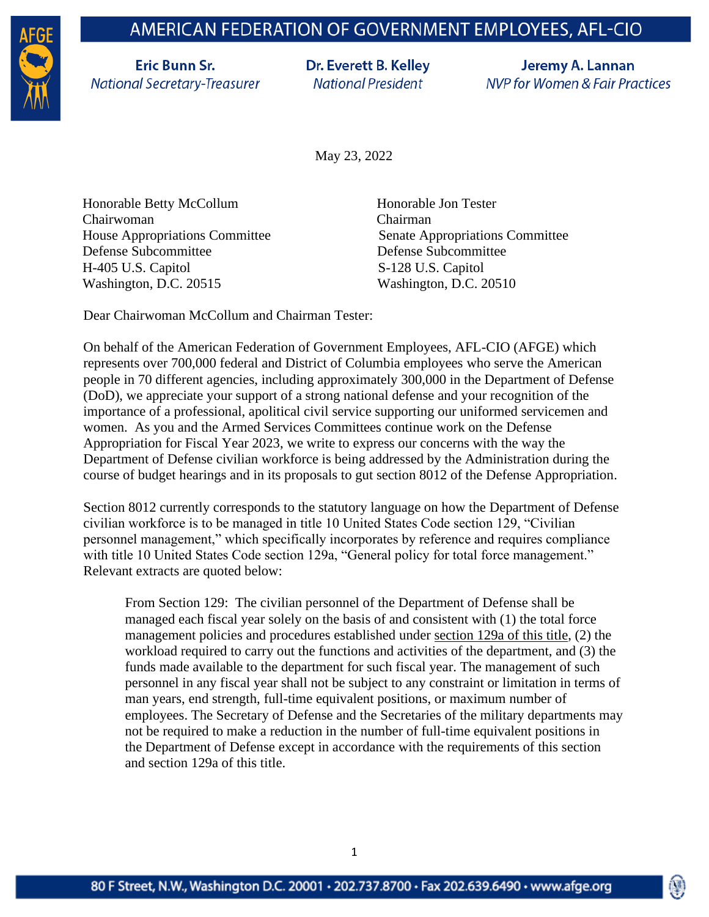# AMERICAN FEDERATION OF GOVERNMENT EMPLOYEES, AFL-CIO

**Eric Bunn Sr.**
*National Secretary-Treasurer*

**Dr. Everett B. Kelley**
*National President*

**Jeremy A. Lannan**
*NVP for Women & Fair Practices*

May 23, 2022

Honorable Betty McCollum
Chairwoman
House Appropriations Committee
Defense Subcommittee
H-405 U.S. Capitol
Washington, D.C. 20515

Honorable Jon Tester
Chairman
Senate Appropriations Committee
Defense Subcommittee
S-128 U.S. Capitol
Washington, D.C. 20510

Dear Chairwoman McCollum and Chairman Tester:

On behalf of the American Federation of Government Employees, AFL-CIO (AFGE) which represents over 700,000 federal and District of Columbia employees who serve the American people in 70 different agencies, including approximately 300,000 in the Department of Defense (DoD), we appreciate your support of a strong national defense and your recognition of the importance of a professional, apolitical civil service supporting our uniformed servicemen and women. As you and the Armed Services Committees continue work on the Defense Appropriation for Fiscal Year 2023, we write to express our concerns with the way the Department of Defense civilian workforce is being addressed by the Administration during the course of budget hearings and in its proposals to gut section 8012 of the Defense Appropriation.

Section 8012 currently corresponds to the statutory language on how the Department of Defense civilian workforce is to be managed in title 10 United States Code section 129, "Civilian personnel management," which specifically incorporates by reference and requires compliance with title 10 United States Code section 129a, "General policy for total force management." Relevant extracts are quoted below:

> From Section 129: The civilian personnel of the Department of Defense shall be managed each fiscal year solely on the basis of and consistent with (1) the total force management policies and procedures established under section 129a of this title, (2) the workload required to carry out the functions and activities of the department, and (3) the funds made available to the department for such fiscal year. The management of such personnel in any fiscal year shall not be subject to any constraint or limitation in terms of man years, end strength, full-time equivalent positions, or maximum number of employees. The Secretary of Defense and the Secretaries of the military departments may not be required to make a reduction in the number of full-time equivalent positions in the Department of Defense except in accordance with the requirements of this section and section 129a of this title.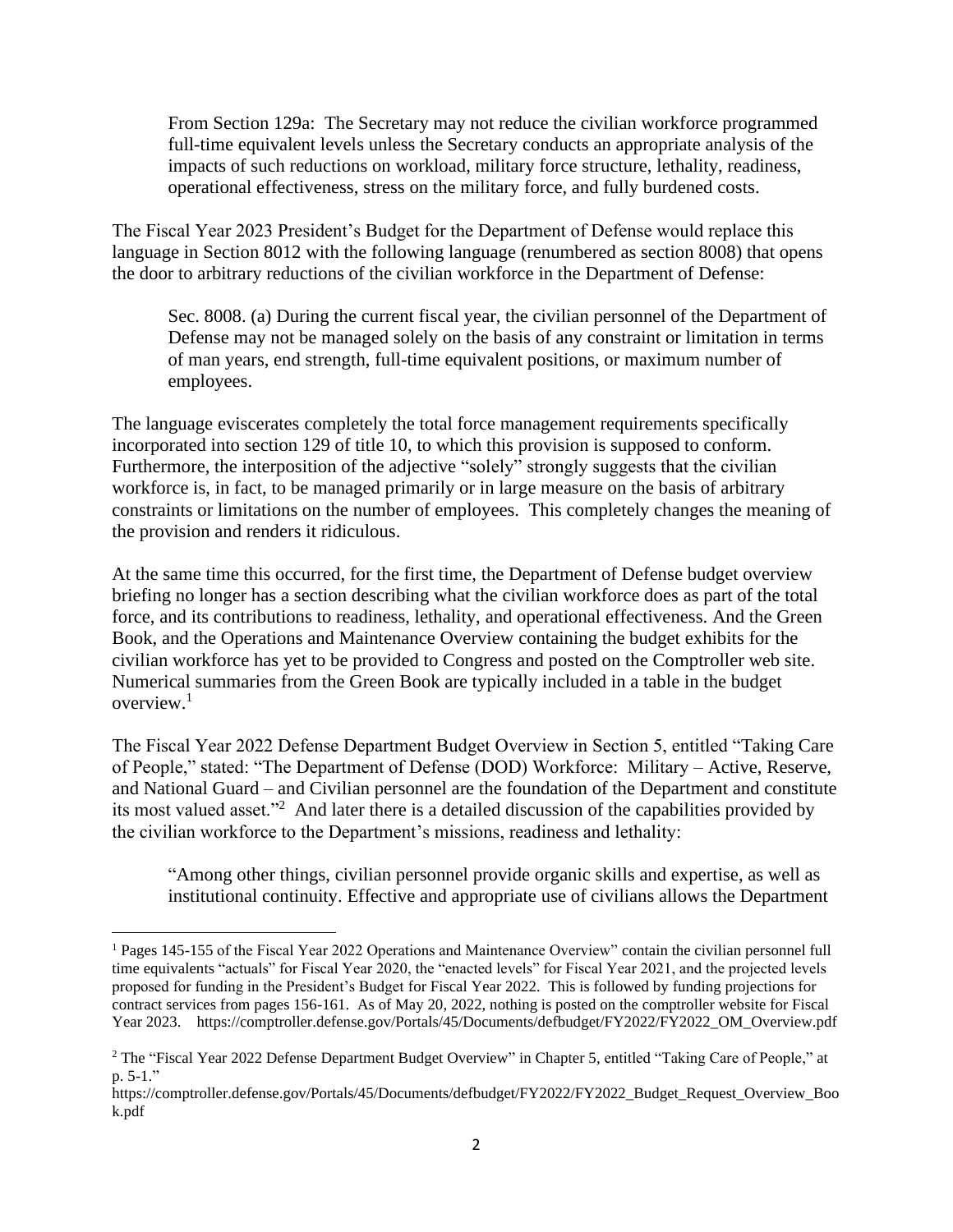> From Section 129a: The Secretary may not reduce the civilian workforce programmed full-time equivalent levels unless the Secretary conducts an appropriate analysis of the impacts of such reductions on workload, military force structure, lethality, readiness, operational effectiveness, stress on the military force, and fully burdened costs.

The Fiscal Year 2023 President's Budget for the Department of Defense would replace this language in Section 8012 with the following language (renumbered as section 8008) that opens the door to arbitrary reductions of the civilian workforce in the Department of Defense:

> Sec. 8008. (a) During the current fiscal year, the civilian personnel of the Department of Defense may not be managed solely on the basis of any constraint or limitation in terms of man years, end strength, full-time equivalent positions, or maximum number of employees.

The language eviscerates completely the total force management requirements specifically incorporated into section 129 of title 10, to which this provision is supposed to conform. Furthermore, the interposition of the adjective "solely" strongly suggests that the civilian workforce is, in fact, to be managed primarily or in large measure on the basis of arbitrary constraints or limitations on the number of employees. This completely changes the meaning of the provision and renders it ridiculous.

At the same time this occurred, for the first time, the Department of Defense budget overview briefing no longer has a section describing what the civilian workforce does as part of the total force, and its contributions to readiness, lethality, and operational effectiveness. And the Green Book, and the Operations and Maintenance Overview containing the budget exhibits for the civilian workforce has yet to be provided to Congress and posted on the Comptroller web site. Numerical summaries from the Green Book are typically included in a table in the budget overview.[1]

The Fiscal Year 2022 Defense Department Budget Overview in Section 5, entitled "Taking Care of People," stated: "The Department of Defense (DOD) Workforce: Military – Active, Reserve, and National Guard – and Civilian personnel are the foundation of the Department and constitute its most valued asset."[2] And later there is a detailed discussion of the capabilities provided by the civilian workforce to the Department's missions, readiness and lethality:

> "Among other things, civilian personnel provide organic skills and expertise, as well as institutional continuity. Effective and appropriate use of civilians allows the Department

---

[1] Pages 145-155 of the Fiscal Year 2022 Operations and Maintenance Overview" contain the civilian personnel full time equivalents "actuals" for Fiscal Year 2020, the "enacted levels" for Fiscal Year 2021, and the projected levels proposed for funding in the President's Budget for Fiscal Year 2022. This is followed by funding projections for contract services from pages 156-161. As of May 20, 2022, nothing is posted on the comptroller website for Fiscal Year 2023. https://comptroller.defense.gov/Portals/45/Documents/defbudget/FY2022/FY2022_OM_Overview.pdf

[2] The "Fiscal Year 2022 Defense Department Budget Overview" in Chapter 5, entitled "Taking Care of People," at p. 5-1."
https://comptroller.defense.gov/Portals/45/Documents/defbudget/FY2022/FY2022_Budget_Request_Overview_Book.pdf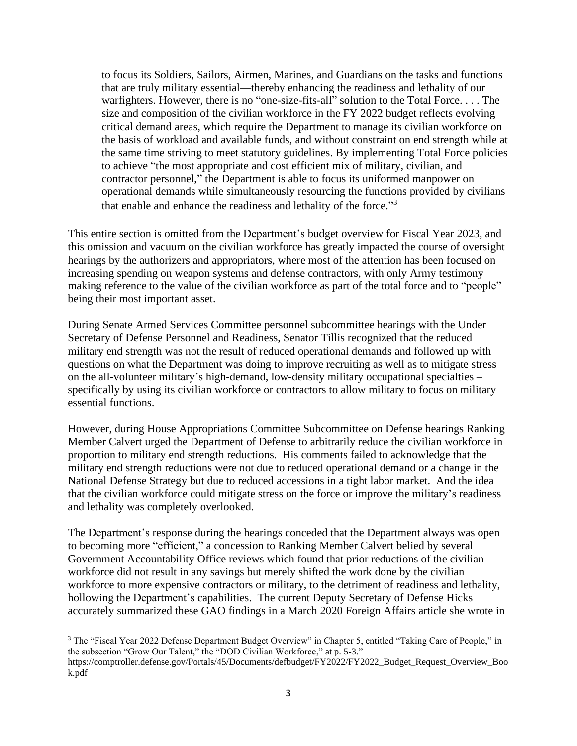> to focus its Soldiers, Sailors, Airmen, Marines, and Guardians on the tasks and functions that are truly military essential—thereby enhancing the readiness and lethality of our warfighters. However, there is no "one-size-fits-all" solution to the Total Force. . . . The size and composition of the civilian workforce in the FY 2022 budget reflects evolving critical demand areas, which require the Department to manage its civilian workforce on the basis of workload and available funds, and without constraint on end strength while at the same time striving to meet statutory guidelines. By implementing Total Force policies to achieve "the most appropriate and cost efficient mix of military, civilian, and contractor personnel," the Department is able to focus its uniformed manpower on operational demands while simultaneously resourcing the functions provided by civilians that enable and enhance the readiness and lethality of the force."[3]

This entire section is omitted from the Department's budget overview for Fiscal Year 2023, and this omission and vacuum on the civilian workforce has greatly impacted the course of oversight hearings by the authorizers and appropriators, where most of the attention has been focused on increasing spending on weapon systems and defense contractors, with only Army testimony making reference to the value of the civilian workforce as part of the total force and to "people" being their most important asset.

During Senate Armed Services Committee personnel subcommittee hearings with the Under Secretary of Defense Personnel and Readiness, Senator Tillis recognized that the reduced military end strength was not the result of reduced operational demands and followed up with questions on what the Department was doing to improve recruiting as well as to mitigate stress on the all-volunteer military's high-demand, low-density military occupational specialties – specifically by using its civilian workforce or contractors to allow military to focus on military essential functions.

However, during House Appropriations Committee Subcommittee on Defense hearings Ranking Member Calvert urged the Department of Defense to arbitrarily reduce the civilian workforce in proportion to military end strength reductions. His comments failed to acknowledge that the military end strength reductions were not due to reduced operational demand or a change in the National Defense Strategy but due to reduced accessions in a tight labor market. And the idea that the civilian workforce could mitigate stress on the force or improve the military's readiness and lethality was completely overlooked.

The Department's response during the hearings conceded that the Department always was open to becoming more "efficient," a concession to Ranking Member Calvert belied by several Government Accountability Office reviews which found that prior reductions of the civilian workforce did not result in any savings but merely shifted the work done by the civilian workforce to more expensive contractors or military, to the detriment of readiness and lethality, hollowing the Department's capabilities. The current Deputy Secretary of Defense Hicks accurately summarized these GAO findings in a March 2020 Foreign Affairs article she wrote in

---

[3] The "Fiscal Year 2022 Defense Department Budget Overview" in Chapter 5, entitled "Taking Care of People," in the subsection "Grow Our Talent," the "DOD Civilian Workforce," at p. 5-3."
https://comptroller.defense.gov/Portals/45/Documents/defbudget/FY2022/FY2022_Budget_Request_Overview_Book.pdf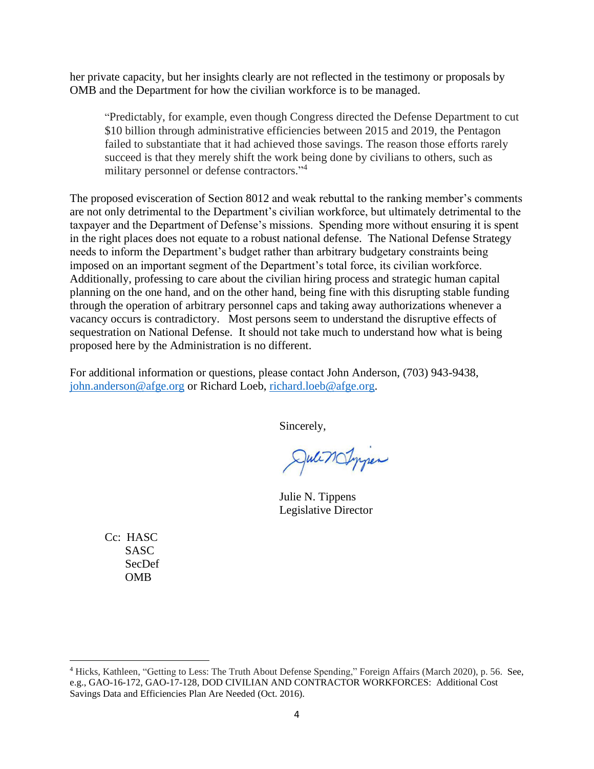her private capacity, but her insights clearly are not reflected in the testimony or proposals by OMB and the Department for how the civilian workforce is to be managed.

> "Predictably, for example, even though Congress directed the Defense Department to cut $10 billion through administrative efficiencies between 2015 and 2019, the Pentagon failed to substantiate that it had achieved those savings. The reason those efforts rarely succeed is that they merely shift the work being done by civilians to others, such as military personnel or defense contractors."[4]

The proposed evisceration of Section 8012 and weak rebuttal to the ranking member's comments are not only detrimental to the Department's civilian workforce, but ultimately detrimental to the taxpayer and the Department of Defense's missions. Spending more without ensuring it is spent in the right places does not equate to a robust national defense. The National Defense Strategy needs to inform the Department's budget rather than arbitrary budgetary constraints being imposed on an important segment of the Department's total force, its civilian workforce. Additionally, professing to care about the civilian hiring process and strategic human capital planning on the one hand, and on the other hand, being fine with this disrupting stable funding through the operation of arbitrary personnel caps and taking away authorizations whenever a vacancy occurs is contradictory. Most persons seem to understand the disruptive effects of sequestration on National Defense. It should not take much to understand how what is being proposed here by the Administration is no different.

For additional information or questions, please contact John Anderson, (703) 943-9438, john.anderson@afge.org or Richard Loeb, richard.loeb@afge.org.

Sincerely,

Julie N. Tippens
Legislative Director

Cc: HASC
SASC
SecDef
OMB

---

[4] Hicks, Kathleen, "Getting to Less: The Truth About Defense Spending," Foreign Affairs (March 2020), p. 56. See, e.g., GAO-16-172, GAO-17-128, DOD CIVILIAN AND CONTRACTOR WORKFORCES: Additional Cost Savings Data and Efficiencies Plan Are Needed (Oct. 2016).